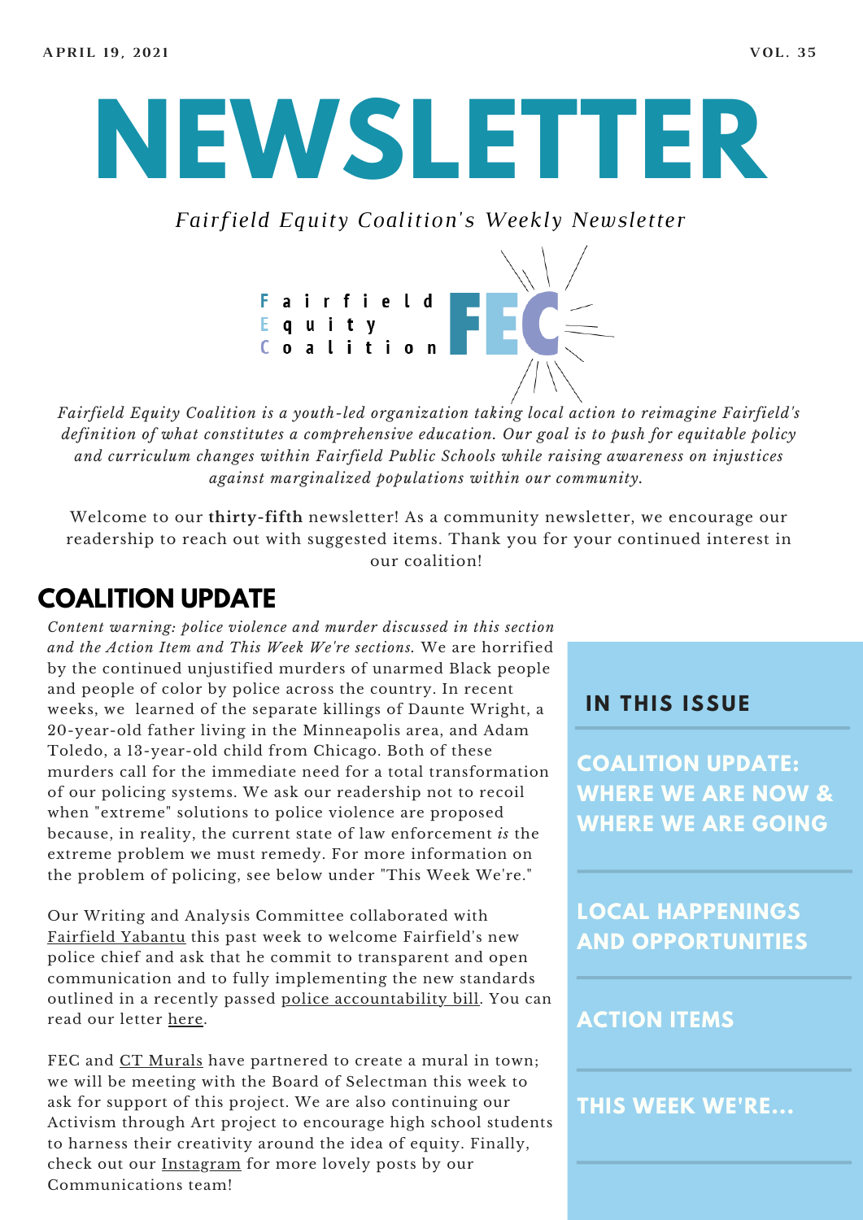APRIL 19, 2021

VOL. 35

# NEWSLETTER

*Fairfield Equity Coalition's Weekly Newsletter*

Fairfield Equity Coalition FEC

*Fairfield Equity Coalition is a youth-led organization taking local action to reimagine Fairfield's definition of what constitutes a comprehensive education. Our goal is to push for equitable policy and curriculum changes within Fairfield Public Schools while raising awareness on injustices against marginalized populations within our community.*

Welcome to our **thirty-fifth** newsletter! As a community newsletter, we encourage our readership to reach out with suggested items. Thank you for your continued interest in our coalition!

## COALITION UPDATE

*Content warning: police violence and murder discussed in this section and the Action Item and This Week We're sections.* We are horrified by the continued unjustified murders of unarmed Black people and people of color by police across the country. In recent weeks, we learned of the separate killings of Daunte Wright, a 20-year-old father living in the Minneapolis area, and Adam Toledo, a 13-year-old child from Chicago. Both of these murders call for the immediate need for a total transformation of our policing systems. We ask our readership not to recoil when "extreme" solutions to police violence are proposed because, in reality, the current state of law enforcement *is* the extreme problem we must remedy. For more information on the problem of policing, see below under "This Week We're."

Our Writing and Analysis Committee collaborated with Fairfield Yabantu this past week to welcome Fairfield's new police chief and ask that he commit to transparent and open communication and to fully implementing the new standards outlined in a recently passed police accountability bill. You can read our letter here.

FEC and CT Murals have partnered to create a mural in town; we will be meeting with the Board of Selectman this week to ask for support of this project. We are also continuing our Activism through Art project to encourage high school students to harness their creativity around the idea of equity. Finally, check out our Instagram for more lovely posts by our Communications team!

### IN THIS ISSUE

- COALITION UPDATE: WHERE WE ARE NOW & WHERE WE ARE GOING
- LOCAL HAPPENINGS AND OPPORTUNITIES
- ACTION ITEMS
- THIS WEEK WE'RE...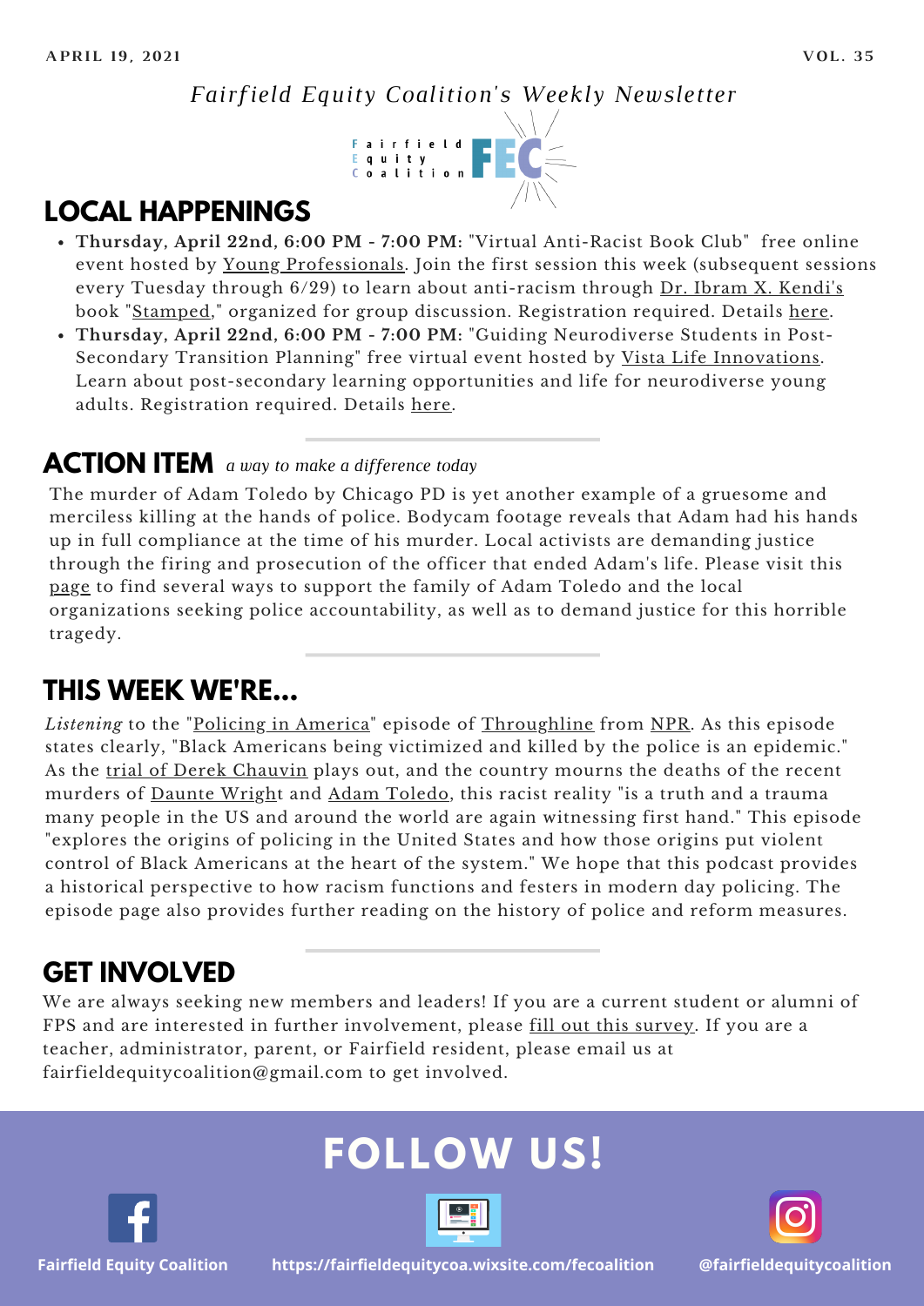APRIL 19, 2021 VOL. 35

*Fairfield Equity Coalition's Weekly Newsletter*

## LOCAL HAPPENINGS

- **Thursday, April 22nd, 6:00 PM - 7:00 PM:** "Virtual Anti-Racist Book Club" free online event hosted by Young Professionals. Join the first session this week (subsequent sessions every Tuesday through 6/29) to learn about anti-racism through Dr. Ibram X. Kendi's book "Stamped," organized for group discussion. Registration required. Details here.
- **Thursday, April 22nd, 6:00 PM - 7:00 PM:** "Guiding Neurodiverse Students in Post-Secondary Transition Planning" free virtual event hosted by Vista Life Innovations. Learn about post-secondary learning opportunities and life for neurodiverse young adults. Registration required. Details here.

## ACTION ITEM *a way to make a difference today*

The murder of Adam Toledo by Chicago PD is yet another example of a gruesome and merciless killing at the hands of police. Bodycam footage reveals that Adam had his hands up in full compliance at the time of his murder. Local activists are demanding justice through the firing and prosecution of the officer that ended Adam's life. Please visit this page to find several ways to support the family of Adam Toledo and the local organizations seeking police accountability, as well as to demand justice for this horrible tragedy.

## THIS WEEK WE'RE...

*Listening* to the "Policing in America" episode of Throughline from NPR. As this episode states clearly, "Black Americans being victimized and killed by the police is an epidemic." As the trial of Derek Chauvin plays out, and the country mourns the deaths of the recent murders of Daunte Wright and Adam Toledo, this racist reality "is a truth and a trauma many people in the US and around the world are again witnessing first hand." This episode "explores the origins of policing in the United States and how those origins put violent control of Black Americans at the heart of the system." We hope that this podcast provides a historical perspective to how racism functions and festers in modern day policing. The episode page also provides further reading on the history of police and reform measures.

## GET INVOLVED

We are always seeking new members and leaders! If you are a current student or alumni of FPS and are interested in further involvement, please fill out this survey. If you are a teacher, administrator, parent, or Fairfield resident, please email us at fairfieldequitycoalition@gmail.com to get involved.

## FOLLOW US!

Fairfield Equity Coalition

https://fairfieldequitycoa.wixsite.com/fecoalition

@fairfieldequitycoalition